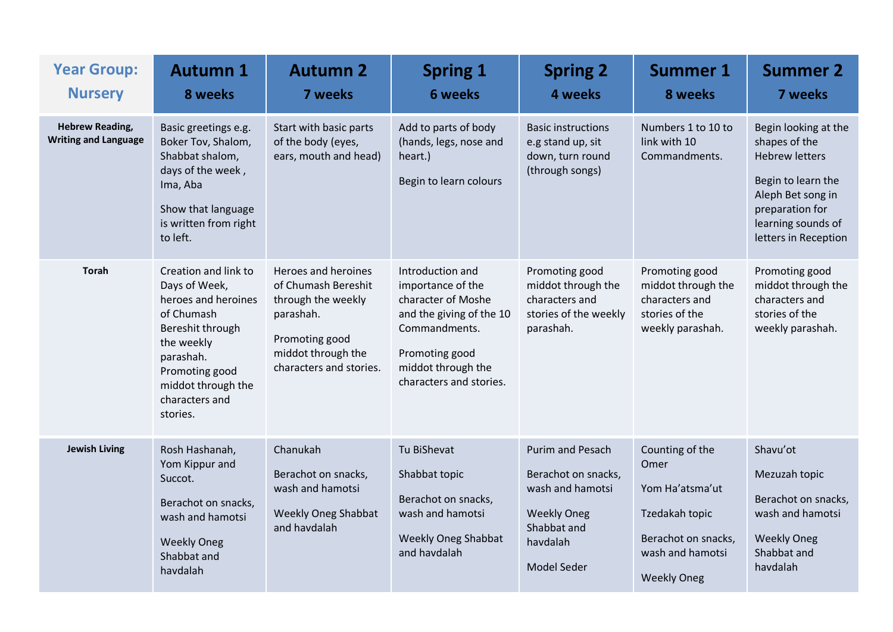| Year Group: Nursery | Autumn 1<br>8 weeks | Autumn 2<br>7 weeks | Spring 1<br>6 weeks | Spring 2<br>4 weeks | Summer 1<br>8 weeks | Summer 2<br>7 weeks |
|---|---|---|---|---|---|---|
| **Hebrew Reading, Writing and Language** | Basic greetings e.g. Boker Tov, Shalom, Shabbat shalom, days of the week , Ima, Aba<br><br>Show that language is written from right to left. | Start with basic parts of the body (eyes, ears, mouth and head) | Add to parts of body (hands, legs, nose and heart.)<br><br>Begin to learn colours | Basic instructions e.g stand up, sit down, turn round (through songs) | Numbers 1 to 10 to link with 10 Commandments. | Begin looking at the shapes of the Hebrew letters<br><br>Begin to learn the Aleph Bet song in preparation for learning sounds of letters in Reception |
| **Torah** | Creation and link to Days of Week, heroes and heroines of Chumash Bereshit through the weekly parashah. Promoting good middot through the characters and stories. | Heroes and heroines of Chumash Bereshit through the weekly parashah.<br><br>Promoting good middot through the characters and stories. | Introduction and importance of the character of Moshe and the giving of the 10 Commandments.<br><br>Promoting good middot through the characters and stories. | Promoting good middot through the characters and stories of the weekly parashah. | Promoting good middot through the characters and stories of the weekly parashah. | Promoting good middot through the characters and stories of the weekly parashah. |
| **Jewish Living** | Rosh Hashanah, Yom Kippur and Succot.<br><br>Berachot on snacks, wash and hamotsi<br><br>Weekly Oneg Shabbat and havdalah | Chanukah<br><br>Berachot on snacks, wash and hamotsi<br><br>Weekly Oneg Shabbat and havdalah | Tu BiShevat<br><br>Shabbat topic<br><br>Berachot on snacks, wash and hamotsi<br><br>Weekly Oneg Shabbat and havdalah | Purim and Pesach<br><br>Berachot on snacks, wash and hamotsi<br><br>Weekly Oneg Shabbat and havdalah<br><br>Model Seder | Counting of the Omer<br><br>Yom Ha'atsma'ut<br><br>Tzedakah topic<br><br>Berachot on snacks, wash and hamotsi<br><br>Weekly Oneg | Shavu'ot<br><br>Mezuzah topic<br><br>Berachot on snacks, wash and hamotsi<br><br>Weekly Oneg Shabbat and havdalah |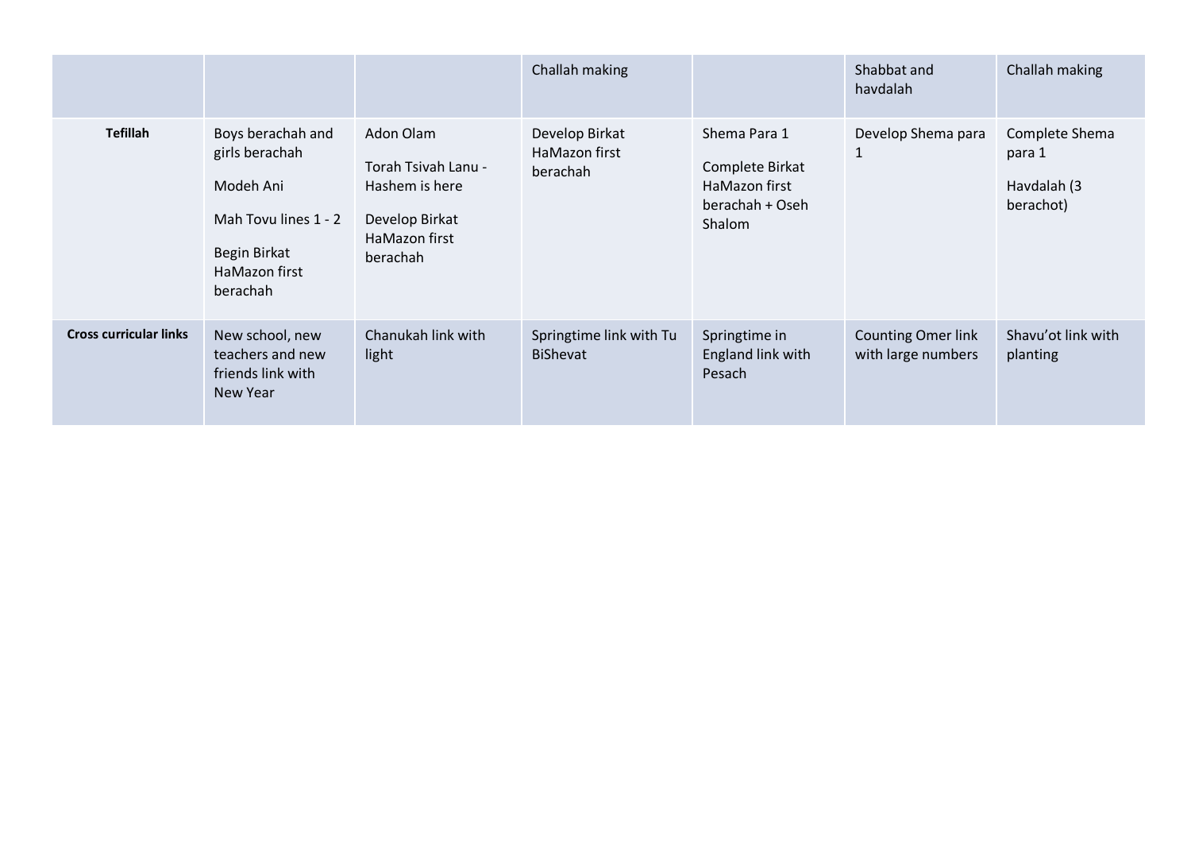| | | | | | | |
|---|---|---|---|---|---|---|
| | | | Challah making | | Shabbat and havdalah | Challah making |
| **Tefillah** | Boys berachah and girls berachah<br><br>Modeh Ani<br><br>Mah Tovu lines 1 - 2<br><br>Begin Birkat HaMazon first berachah | Adon Olam<br><br>Torah Tsivah Lanu - Hashem is here<br><br>Develop Birkat HaMazon first berachah | Develop Birkat HaMazon first berachah | Shema Para 1<br><br>Complete Birkat HaMazon first berachah + Oseh Shalom | Develop Shema para 1 | Complete Shema para 1<br><br>Havdalah (3 berachot) |
| **Cross curricular links** | New school, new teachers and new friends link with New Year | Chanukah link with light | Springtime link with Tu BiShevat | Springtime in England link with Pesach | Counting Omer link with large numbers | Shavu'ot link with planting |